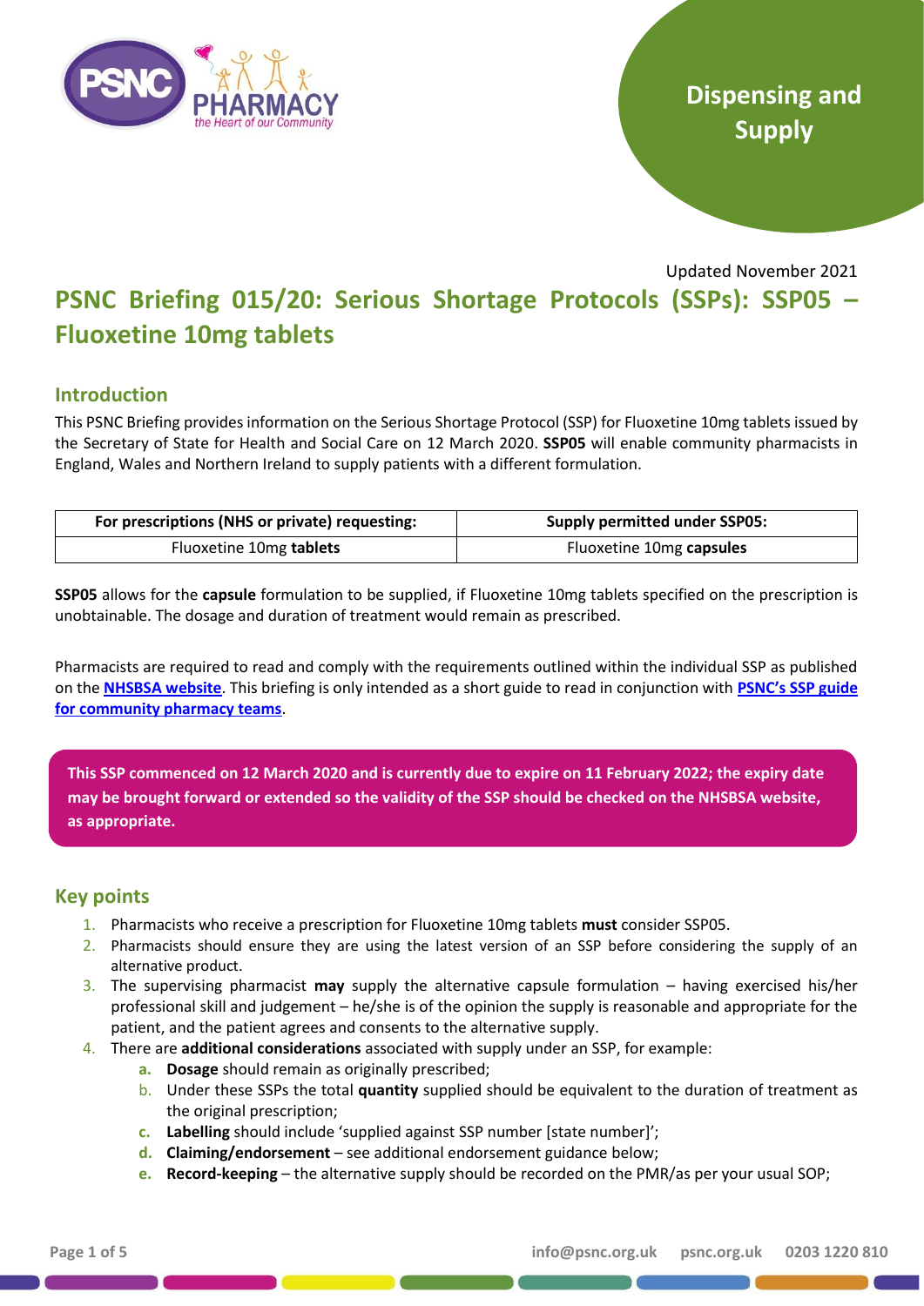Dispensing and Supply

Updated November 2021

# PSNC Briefing 015/20: Serious Shortage Protocols (SSPs): SSP05 – Fluoxetine 10mg tablets

## Introduction

This PSNC Briefing provides information on the Serious Shortage Protocol (SSP) for Fluoxetine 10mg tablets issued by the Secretary of State for Health and Social Care on 12 March 2020. **SSP05** will enable community pharmacists in England, Wales and Northern Ireland to supply patients with a different formulation.

| For prescriptions (NHS or private) requesting: | Supply permitted under SSP05: |
|---|---|
| Fluoxetine 10mg **tablets** | Fluoxetine 10mg **capsules** |

**SSP05** allows for the **capsule** formulation to be supplied, if Fluoxetine 10mg tablets specified on the prescription is unobtainable. The dosage and duration of treatment would remain as prescribed.

Pharmacists are required to read and comply with the requirements outlined within the individual SSP as published on the **NHSBSA website**. This briefing is only intended as a short guide to read in conjunction with **PSNC's SSP guide for community pharmacy teams**.

**This SSP commenced on 12 March 2020 and is currently due to expire on 11 February 2022; the expiry date may be brought forward or extended so the validity of the SSP should be checked on the NHSBSA website, as appropriate.**

## Key points

1. Pharmacists who receive a prescription for Fluoxetine 10mg tablets **must** consider SSP05.
2. Pharmacists should ensure they are using the latest version of an SSP before considering the supply of an alternative product.
3. The supervising pharmacist **may** supply the alternative capsule formulation – having exercised his/her professional skill and judgement – he/she is of the opinion the supply is reasonable and appropriate for the patient, and the patient agrees and consents to the alternative supply.
4. There are **additional considerations** associated with supply under an SSP, for example:
   a. **Dosage** should remain as originally prescribed;
   b. Under these SSPs the total **quantity** supplied should be equivalent to the duration of treatment as the original prescription;
   c. **Labelling** should include 'supplied against SSP number [state number]';
   d. **Claiming/endorsement** – see additional endorsement guidance below;
   e. **Record-keeping** – the alternative supply should be recorded on the PMR/as per your usual SOP;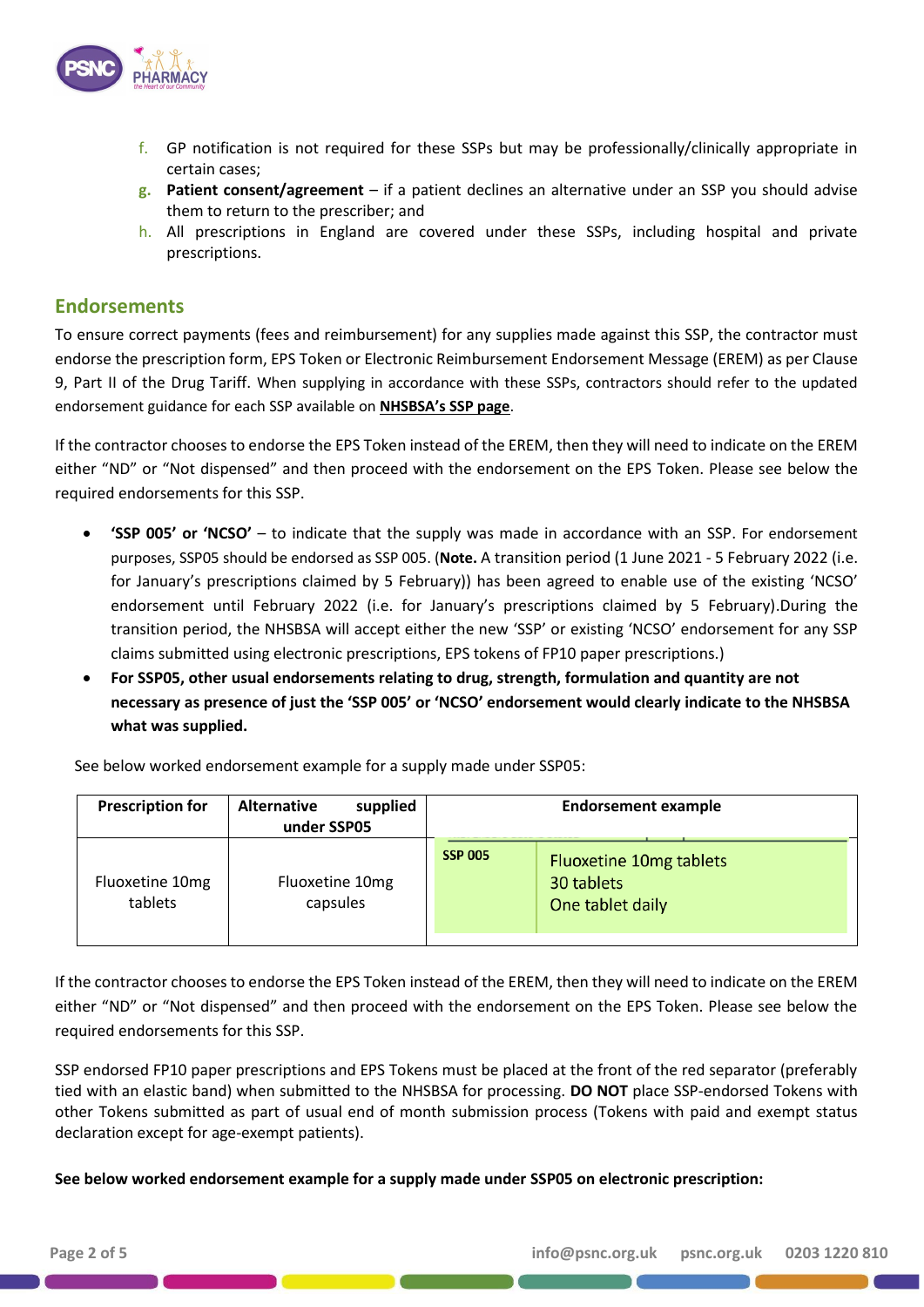f. GP notification is not required for these SSPs but may be professionally/clinically appropriate in certain cases;
g. **Patient consent/agreement** – if a patient declines an alternative under an SSP you should advise them to return to the prescriber; and
h. All prescriptions in England are covered under these SSPs, including hospital and private prescriptions.

## Endorsements

To ensure correct payments (fees and reimbursement) for any supplies made against this SSP, the contractor must endorse the prescription form, EPS Token or Electronic Reimbursement Endorsement Message (EREM) as per Clause 9, Part II of the Drug Tariff. When supplying in accordance with these SSPs, contractors should refer to the updated endorsement guidance for each SSP available on **NHSBSA's SSP page**.

If the contractor chooses to endorse the EPS Token instead of the EREM, then they will need to indicate on the EREM either "ND" or "Not dispensed" and then proceed with the endorsement on the EPS Token. Please see below the required endorsements for this SSP.

- **'SSP 005' or 'NCSO'** – to indicate that the supply was made in accordance with an SSP. For endorsement purposes, SSP05 should be endorsed as SSP 005. (**Note.** A transition period (1 June 2021 - 5 February 2022 (i.e. for January's prescriptions claimed by 5 February)) has been agreed to enable use of the existing 'NCSO' endorsement until February 2022 (i.e. for January's prescriptions claimed by 5 February).During the transition period, the NHSBSA will accept either the new 'SSP' or existing 'NCSO' endorsement for any SSP claims submitted using electronic prescriptions, EPS tokens of FP10 paper prescriptions.)
- **For SSP05, other usual endorsements relating to drug, strength, formulation and quantity are not necessary as presence of just the 'SSP 005' or 'NCSO' endorsement would clearly indicate to the NHSBSA what was supplied.**

See below worked endorsement example for a supply made under SSP05:

| Prescription for | Alternative supplied under SSP05 | Endorsement example | |
|---|---|---|---|
| Fluoxetine 10mg tablets | Fluoxetine 10mg capsules | **SSP 005** | Fluoxetine 10mg tablets<br>30 tablets<br>One tablet daily |

If the contractor chooses to endorse the EPS Token instead of the EREM, then they will need to indicate on the EREM either "ND" or "Not dispensed" and then proceed with the endorsement on the EPS Token. Please see below the required endorsements for this SSP.

SSP endorsed FP10 paper prescriptions and EPS Tokens must be placed at the front of the red separator (preferably tied with an elastic band) when submitted to the NHSBSA for processing. **DO NOT** place SSP-endorsed Tokens with other Tokens submitted as part of usual end of month submission process (Tokens with paid and exempt status declaration except for age-exempt patients).

**See below worked endorsement example for a supply made under SSP05 on electronic prescription:**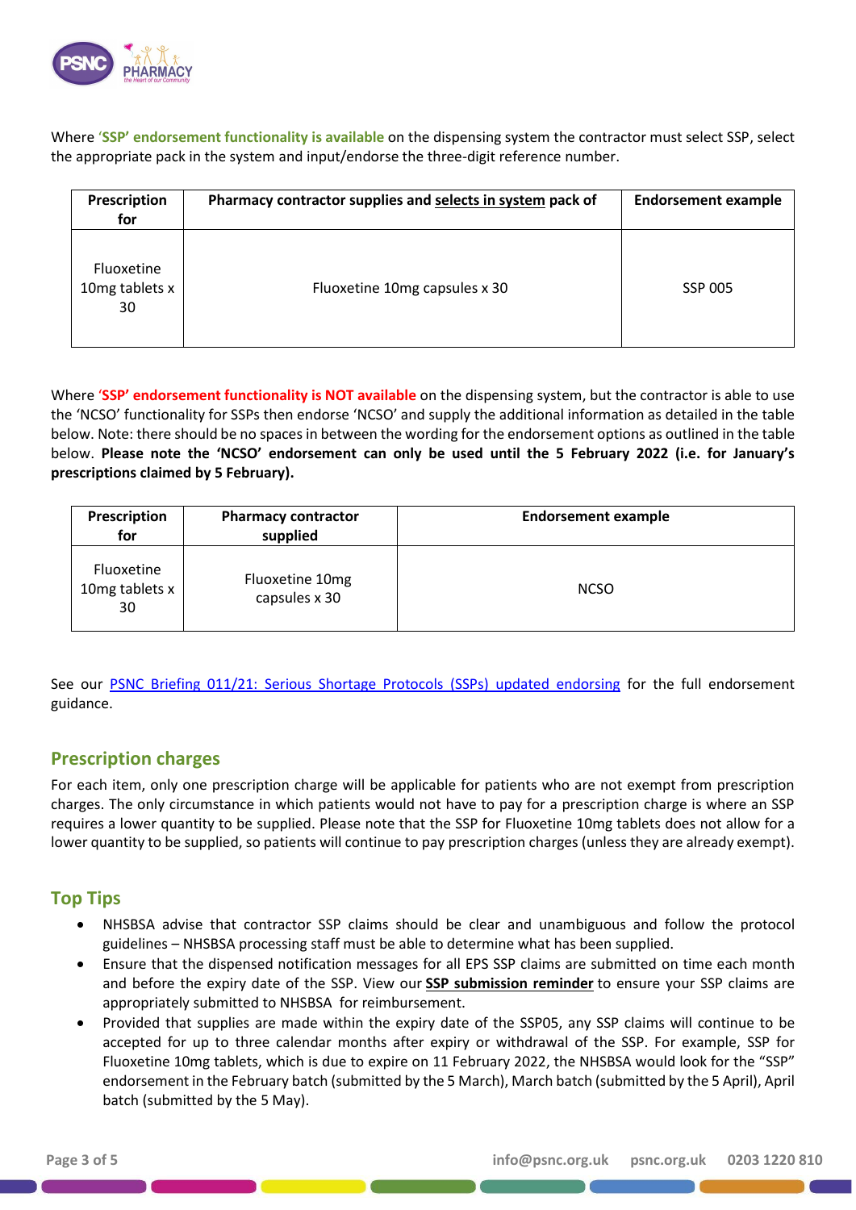Where '**SSP' endorsement functionality is available** on the dispensing system the contractor must select SSP, select the appropriate pack in the system and input/endorse the three-digit reference number.

| Prescription for | Pharmacy contractor supplies and selects in system pack of | Endorsement example |
|---|---|---|
| Fluoxetine 10mg tablets x 30 | Fluoxetine 10mg capsules x 30 | SSP 005 |

Where '**SSP' endorsement functionality is NOT available** on the dispensing system, but the contractor is able to use the 'NCSO' functionality for SSPs then endorse 'NCSO' and supply the additional information as detailed in the table below. Note: there should be no spaces in between the wording for the endorsement options as outlined in the table below. **Please note the 'NCSO' endorsement can only be used until the 5 February 2022 (i.e. for January's prescriptions claimed by 5 February).**

| Prescription for | Pharmacy contractor supplied | Endorsement example |
|---|---|---|
| Fluoxetine 10mg tablets x 30 | Fluoxetine 10mg capsules x 30 | NCSO |

See our PSNC Briefing 011/21: Serious Shortage Protocols (SSPs) updated endorsing for the full endorsement guidance.

## Prescription charges

For each item, only one prescription charge will be applicable for patients who are not exempt from prescription charges. The only circumstance in which patients would not have to pay for a prescription charge is where an SSP requires a lower quantity to be supplied. Please note that the SSP for Fluoxetine 10mg tablets does not allow for a lower quantity to be supplied, so patients will continue to pay prescription charges (unless they are already exempt).

## Top Tips

- NHSBSA advise that contractor SSP claims should be clear and unambiguous and follow the protocol guidelines – NHSBSA processing staff must be able to determine what has been supplied.
- Ensure that the dispensed notification messages for all EPS SSP claims are submitted on time each month and before the expiry date of the SSP. View our **SSP submission reminder** to ensure your SSP claims are appropriately submitted to NHSBSA for reimbursement.
- Provided that supplies are made within the expiry date of the SSP05, any SSP claims will continue to be accepted for up to three calendar months after expiry or withdrawal of the SSP. For example, SSP for Fluoxetine 10mg tablets, which is due to expire on 11 February 2022, the NHSBSA would look for the "SSP" endorsement in the February batch (submitted by the 5 March), March batch (submitted by the 5 April), April batch (submitted by the 5 May).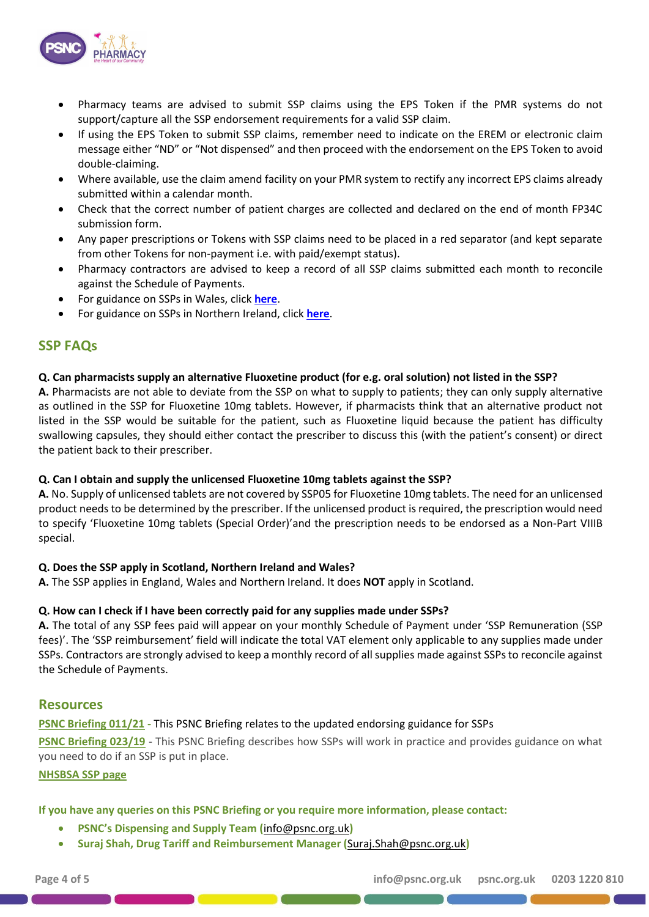- Pharmacy teams are advised to submit SSP claims using the EPS Token if the PMR systems do not support/capture all the SSP endorsement requirements for a valid SSP claim.
- If using the EPS Token to submit SSP claims, remember need to indicate on the EREM or electronic claim message either "ND" or "Not dispensed" and then proceed with the endorsement on the EPS Token to avoid double-claiming.
- Where available, use the claim amend facility on your PMR system to rectify any incorrect EPS claims already submitted within a calendar month.
- Check that the correct number of patient charges are collected and declared on the end of month FP34C submission form.
- Any paper prescriptions or Tokens with SSP claims need to be placed in a red separator (and kept separate from other Tokens for non-payment i.e. with paid/exempt status).
- Pharmacy contractors are advised to keep a record of all SSP claims submitted each month to reconcile against the Schedule of Payments.
- For guidance on SSPs in Wales, click **here**.
- For guidance on SSPs in Northern Ireland, click **here**.

## SSP FAQs

**Q. Can pharmacists supply an alternative Fluoxetine product (for e.g. oral solution) not listed in the SSP?**
**A.** Pharmacists are not able to deviate from the SSP on what to supply to patients; they can only supply alternative as outlined in the SSP for Fluoxetine 10mg tablets. However, if pharmacists think that an alternative product not listed in the SSP would be suitable for the patient, such as Fluoxetine liquid because the patient has difficulty swallowing capsules, they should either contact the prescriber to discuss this (with the patient's consent) or direct the patient back to their prescriber.

**Q. Can I obtain and supply the unlicensed Fluoxetine 10mg tablets against the SSP?**
**A.** No. Supply of unlicensed tablets are not covered by SSP05 for Fluoxetine 10mg tablets. The need for an unlicensed product needs to be determined by the prescriber. If the unlicensed product is required, the prescription would need to specify 'Fluoxetine 10mg tablets (Special Order)'and the prescription needs to be endorsed as a Non-Part VIIIB special.

**Q. Does the SSP apply in Scotland, Northern Ireland and Wales?**
**A.** The SSP applies in England, Wales and Northern Ireland. It does **NOT** apply in Scotland.

**Q. How can I check if I have been correctly paid for any supplies made under SSPs?**
**A.** The total of any SSP fees paid will appear on your monthly Schedule of Payment under 'SSP Remuneration (SSP fees)'. The 'SSP reimbursement' field will indicate the total VAT element only applicable to any supplies made under SSPs. Contractors are strongly advised to keep a monthly record of all supplies made against SSPs to reconcile against the Schedule of Payments.

## Resources

**PSNC Briefing 011/21** - This PSNC Briefing relates to the updated endorsing guidance for SSPs

**PSNC Briefing 023/19** - This PSNC Briefing describes how SSPs will work in practice and provides guidance on what you need to do if an SSP is put in place.

**NHSBSA SSP page**

**If you have any queries on this PSNC Briefing or you require more information, please contact:**

- **PSNC's Dispensing and Supply Team (**info@psnc.org.uk**)**
- **Suraj Shah, Drug Tariff and Reimbursement Manager (**Suraj.Shah@psnc.org.uk**)**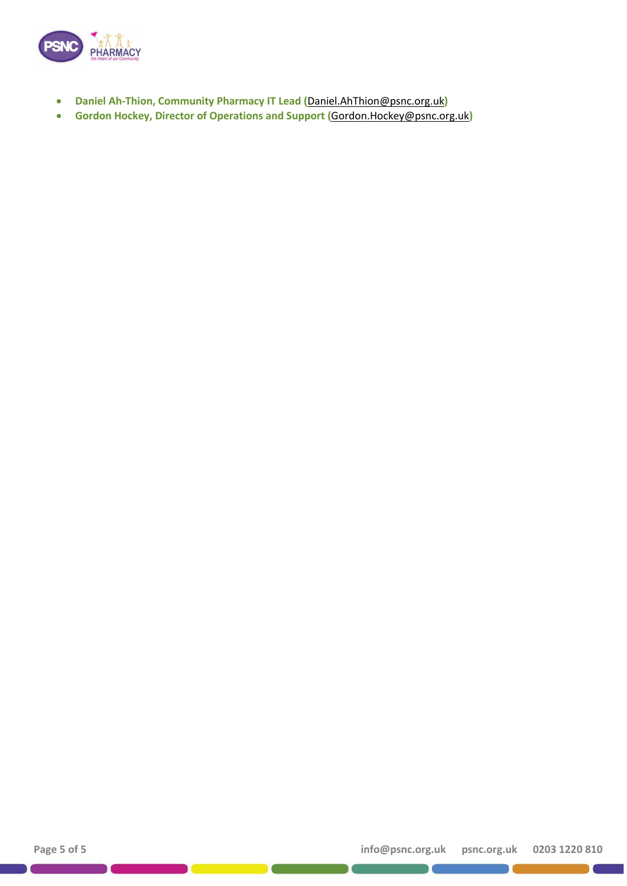- **Daniel Ah-Thion, Community Pharmacy IT Lead (**Daniel.AhThion@psnc.org.uk**)**
- **Gordon Hockey, Director of Operations and Support (**Gordon.Hockey@psnc.org.uk**)**